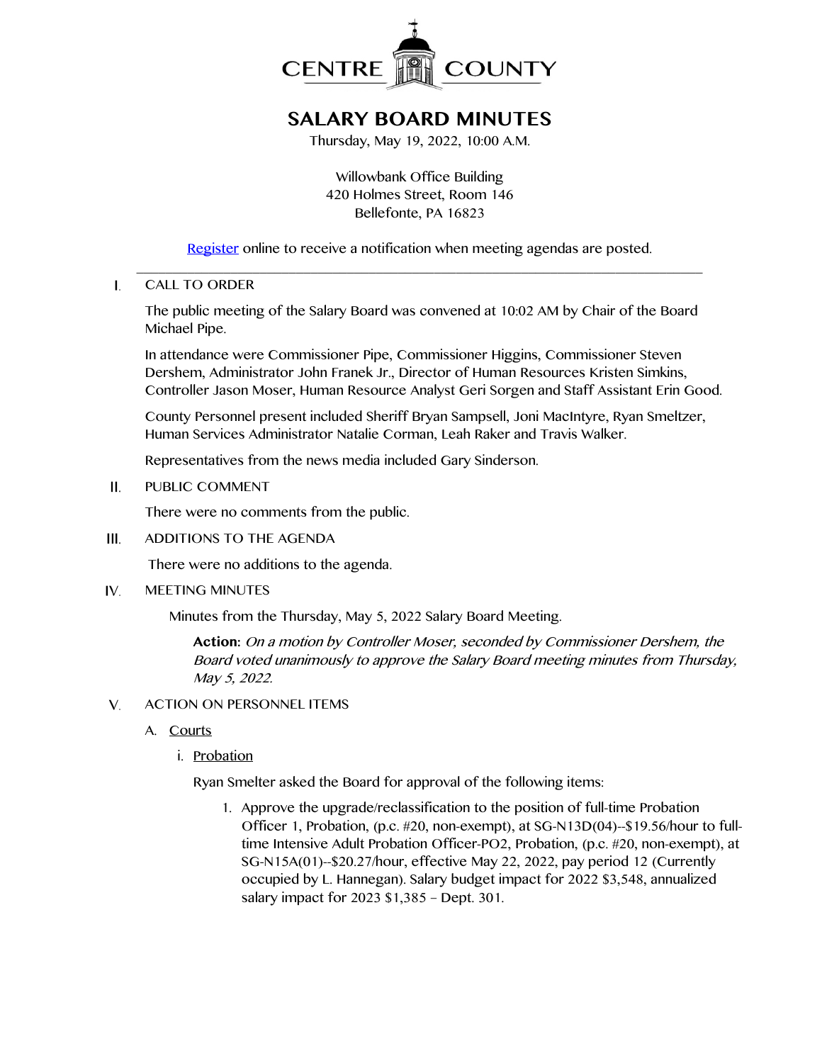CENTRE COUNTY

# SALARY BOARD MINUTES

Thursday, May 19, 2022, 10:00 A.M.

Willowbank Office Building
420 Holmes Street, Room 146
Bellefonte, PA 16823

Register online to receive a notification when meeting agendas are posted.

---

I. CALL TO ORDER

The public meeting of the Salary Board was convened at 10:02 AM by Chair of the Board Michael Pipe.

In attendance were Commissioner Pipe, Commissioner Higgins, Commissioner Steven Dershem, Administrator John Franek Jr., Director of Human Resources Kristen Simkins, Controller Jason Moser, Human Resource Analyst Geri Sorgen and Staff Assistant Erin Good.

County Personnel present included Sheriff Bryan Sampsell, Joni MacIntyre, Ryan Smeltzer, Human Services Administrator Natalie Corman, Leah Raker and Travis Walker.

Representatives from the news media included Gary Sinderson.

II. PUBLIC COMMENT

There were no comments from the public.

III. ADDITIONS TO THE AGENDA

There were no additions to the agenda.

IV. MEETING MINUTES

Minutes from the Thursday, May 5, 2022 Salary Board Meeting.

**Action:** *On a motion by Controller Moser, seconded by Commissioner Dershem, the Board voted unanimously to approve the Salary Board meeting minutes from Thursday, May 5, 2022.*

V. ACTION ON PERSONNEL ITEMS

A. Courts

i. Probation

Ryan Smelter asked the Board for approval of the following items:

1. Approve the upgrade/reclassification to the position of full-time Probation Officer 1, Probation, (p.c. #20, non-exempt), at SG-N13D(04)--$19.56/hour to full-time Intensive Adult Probation Officer-PO2, Probation, (p.c. #20, non-exempt), at SG-N15A(01)--$20.27/hour, effective May 22, 2022, pay period 12 (Currently occupied by L. Hannegan). Salary budget impact for 2022 $3,548, annualized salary impact for 2023 $1,385 – Dept. 301.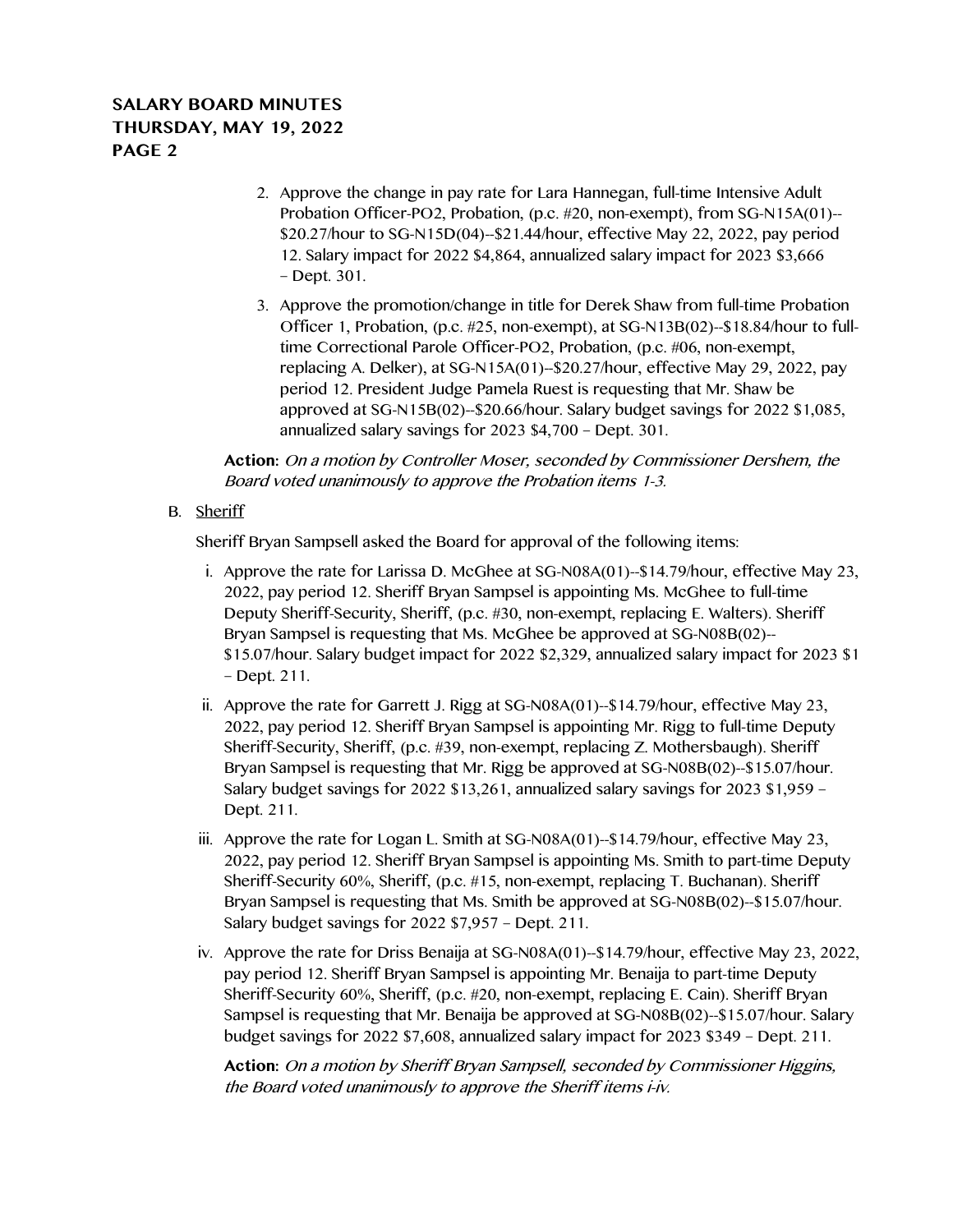2. Approve the change in pay rate for Lara Hannegan, full-time Intensive Adult Probation Officer-PO2, Probation, (p.c. #20, non-exempt), from SG-N15A(01)--$20.27/hour to SG-N15D(04)--$21.44/hour, effective May 22, 2022, pay period 12. Salary impact for 2022 $4,864, annualized salary impact for 2023 $3,666 – Dept. 301.

3. Approve the promotion/change in title for Derek Shaw from full-time Probation Officer 1, Probation, (p.c. #25, non-exempt), at SG-N13B(02)--$18.84/hour to full-time Correctional Parole Officer-PO2, Probation, (p.c. #06, non-exempt, replacing A. Delker), at SG-N15A(01)--$20.27/hour, effective May 29, 2022, pay period 12. President Judge Pamela Ruest is requesting that Mr. Shaw be approved at SG-N15B(02)--$20.66/hour. Salary budget savings for 2022 $1,085, annualized salary savings for 2023 $4,700 – Dept. 301.

**Action:** *On a motion by Controller Moser, seconded by Commissioner Dershem, the Board voted unanimously to approve the Probation items 1-3.*

B. Sheriff

Sheriff Bryan Sampsell asked the Board for approval of the following items:

i. Approve the rate for Larissa D. McGhee at SG-N08A(01)--$14.79/hour, effective May 23, 2022, pay period 12. Sheriff Bryan Sampsel is appointing Ms. McGhee to full-time Deputy Sheriff-Security, Sheriff, (p.c. #30, non-exempt, replacing E. Walters). Sheriff Bryan Sampsel is requesting that Ms. McGhee be approved at SG-N08B(02)--$15.07/hour. Salary budget impact for 2022 $2,329, annualized salary impact for 2023 $1 – Dept. 211.

ii. Approve the rate for Garrett J. Rigg at SG-N08A(01)--$14.79/hour, effective May 23, 2022, pay period 12. Sheriff Bryan Sampsel is appointing Mr. Rigg to full-time Deputy Sheriff-Security, Sheriff, (p.c. #39, non-exempt, replacing Z. Mothersbaugh). Sheriff Bryan Sampsel is requesting that Mr. Rigg be approved at SG-N08B(02)--$15.07/hour. Salary budget savings for 2022 $13,261, annualized salary savings for 2023 $1,959 – Dept. 211.

iii. Approve the rate for Logan L. Smith at SG-N08A(01)--$14.79/hour, effective May 23, 2022, pay period 12. Sheriff Bryan Sampsel is appointing Ms. Smith to part-time Deputy Sheriff-Security 60%, Sheriff, (p.c. #15, non-exempt, replacing T. Buchanan). Sheriff Bryan Sampsel is requesting that Ms. Smith be approved at SG-N08B(02)--$15.07/hour. Salary budget savings for 2022 $7,957 – Dept. 211.

iv. Approve the rate for Driss Benaija at SG-N08A(01)--$14.79/hour, effective May 23, 2022, pay period 12. Sheriff Bryan Sampsel is appointing Mr. Benaija to part-time Deputy Sheriff-Security 60%, Sheriff, (p.c. #20, non-exempt, replacing E. Cain). Sheriff Bryan Sampsel is requesting that Mr. Benaija be approved at SG-N08B(02)--$15.07/hour. Salary budget savings for 2022 $7,608, annualized salary impact for 2023 $349 – Dept. 211.

**Action:** *On a motion by Sheriff Bryan Sampsell, seconded by Commissioner Higgins, the Board voted unanimously to approve the Sheriff items i-iv.*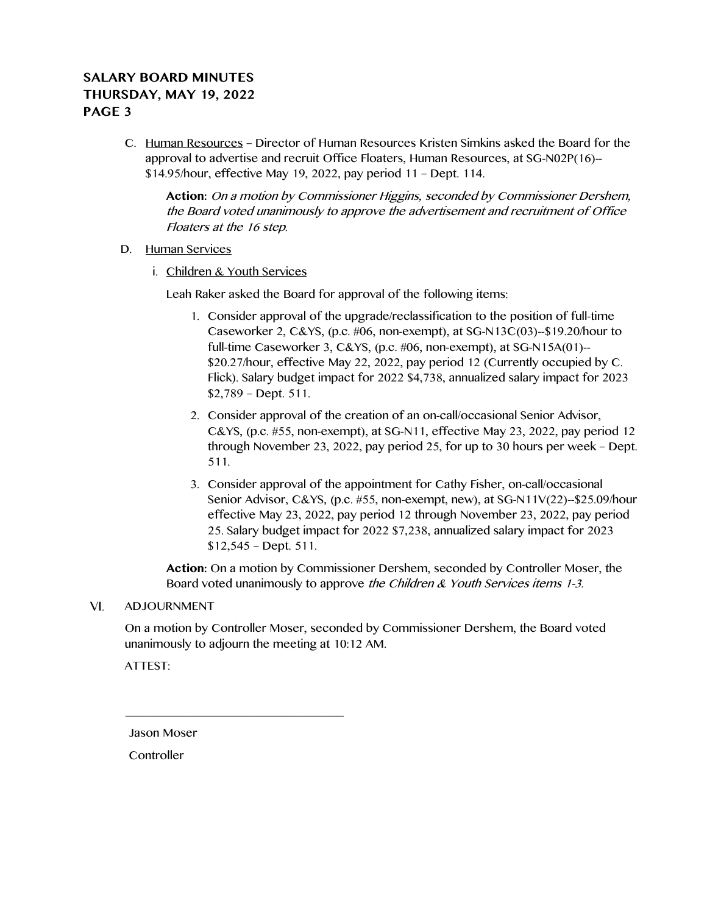C. Human Resources – Director of Human Resources Kristen Simkins asked the Board for the approval to advertise and recruit Office Floaters, Human Resources, at SG-N02P(16)--$14.95/hour, effective May 19, 2022, pay period 11 – Dept. 114.

**Action:** *On a motion by Commissioner Higgins, seconded by Commissioner Dershem, the Board voted unanimously to approve the advertisement and recruitment of Office Floaters at the 16 step.*

D. Human Services

i. Children & Youth Services

Leah Raker asked the Board for approval of the following items:

1. Consider approval of the upgrade/reclassification to the position of full-time Caseworker 2, C&YS, (p.c. #06, non-exempt), at SG-N13C(03)--$19.20/hour to full-time Caseworker 3, C&YS, (p.c. #06, non-exempt), at SG-N15A(01)--$20.27/hour, effective May 22, 2022, pay period 12 (Currently occupied by C. Flick). Salary budget impact for 2022 $4,738, annualized salary impact for 2023 $2,789 – Dept. 511.
2. Consider approval of the creation of an on-call/occasional Senior Advisor, C&YS, (p.c. #55, non-exempt), at SG-N11, effective May 23, 2022, pay period 12 through November 23, 2022, pay period 25, for up to 30 hours per week – Dept. 511.
3. Consider approval of the appointment for Cathy Fisher, on-call/occasional Senior Advisor, C&YS, (p.c. #55, non-exempt, new), at SG-N11V(22)--$25.09/hour effective May 23, 2022, pay period 12 through November 23, 2022, pay period 25. Salary budget impact for 2022 $7,238, annualized salary impact for 2023 $12,545 – Dept. 511.

**Action:** On a motion by Commissioner Dershem, seconded by Controller Moser, the Board voted unanimously to approve *the Children & Youth Services items 1-3.*

VI. ADJOURNMENT

On a motion by Controller Moser, seconded by Commissioner Dershem, the Board voted unanimously to adjourn the meeting at 10:12 AM.

ATTEST:

\_\_\_\_\_\_\_\_\_\_\_\_\_\_\_\_\_\_\_\_\_\_\_\_\_\_\_\_\_\_\_\_\_\_

Jason Moser

Controller